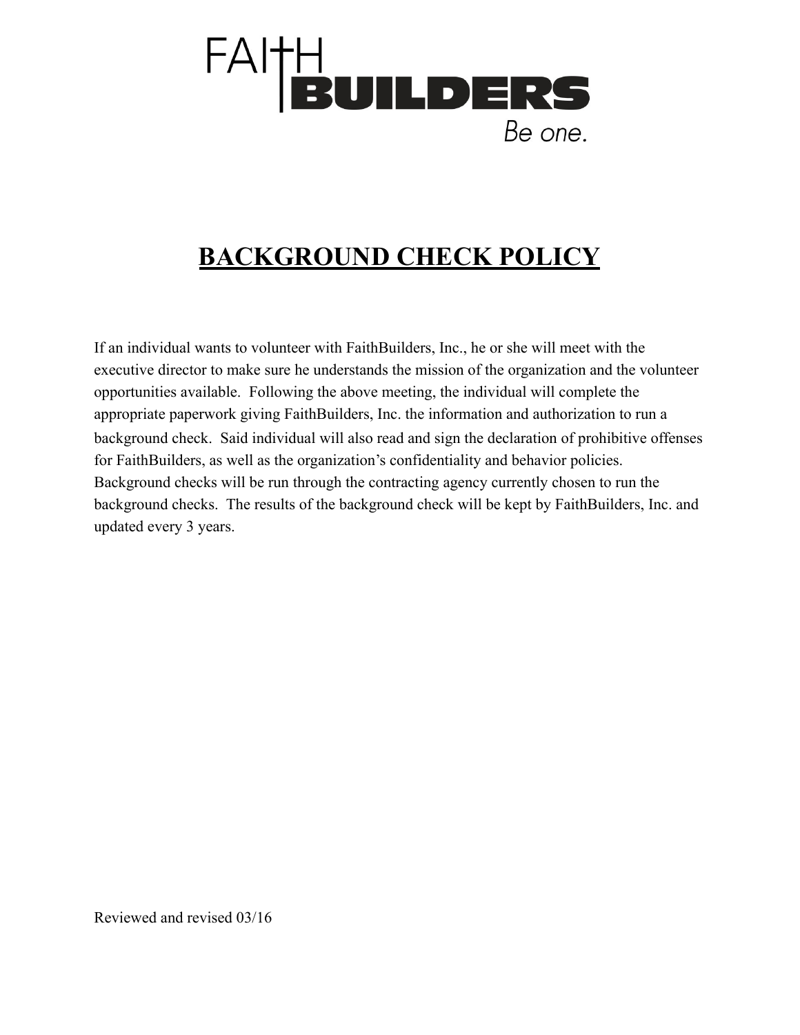FAITH BUILDERS

*Be one.*

# BACKGROUND CHECK POLICY

If an individual wants to volunteer with FaithBuilders, Inc., he or she will meet with the executive director to make sure he understands the mission of the organization and the volunteer opportunities available. Following the above meeting, the individual will complete the appropriate paperwork giving FaithBuilders, Inc. the information and authorization to run a background check. Said individual will also read and sign the declaration of prohibitive offenses for FaithBuilders, as well as the organization's confidentiality and behavior policies. Background checks will be run through the contracting agency currently chosen to run the background checks. The results of the background check will be kept by FaithBuilders, Inc. and updated every 3 years.

Reviewed and revised 03/16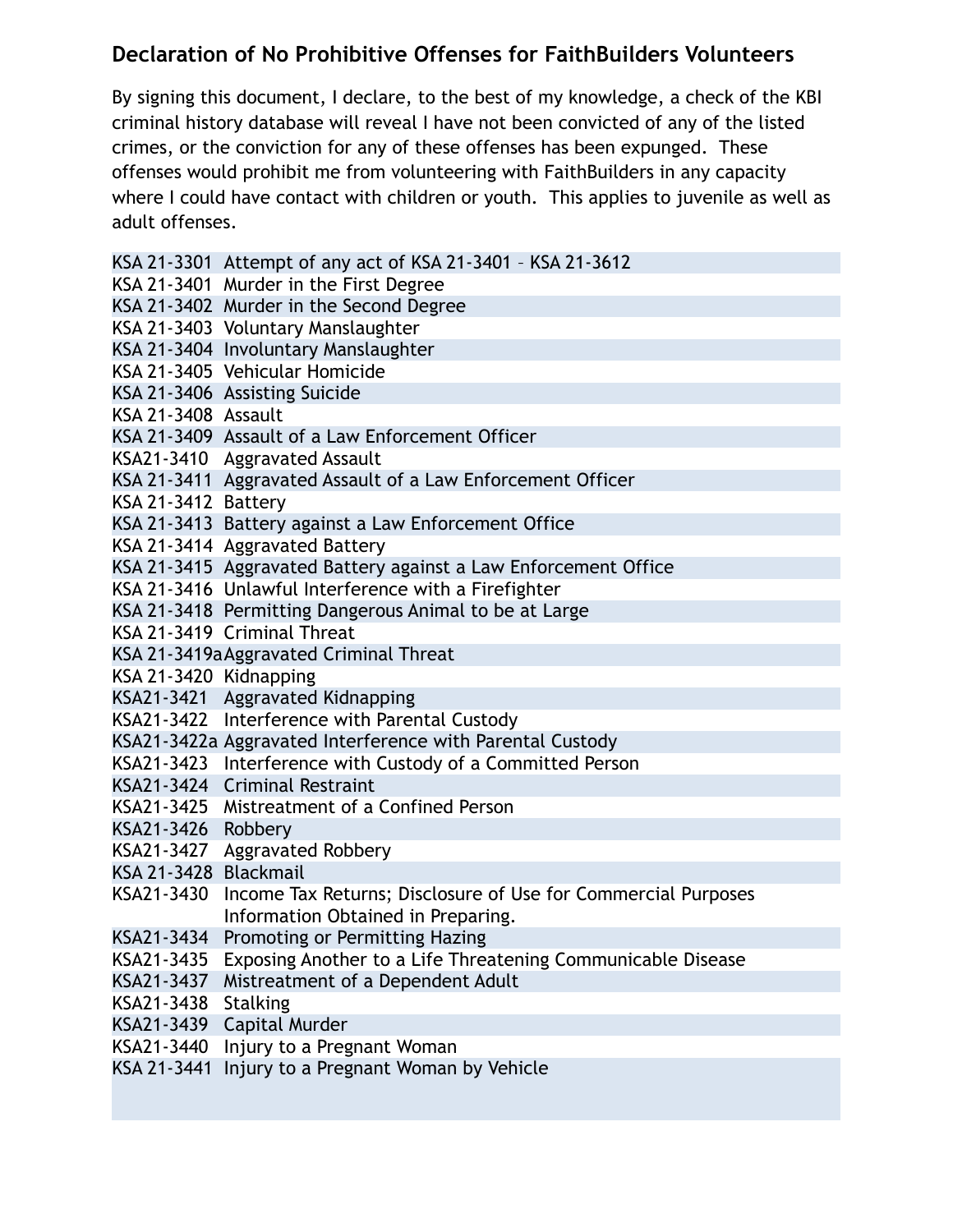## Declaration of No Prohibitive Offenses for FaithBuilders Volunteers

By signing this document, I declare, to the best of my knowledge, a check of the KBI criminal history database will reveal I have not been convicted of any of the listed crimes, or the conviction for any of these offenses has been expunged. These offenses would prohibit me from volunteering with FaithBuilders in any capacity where I could have contact with children or youth. This applies to juvenile as well as adult offenses.

| | |
|---|---|
| KSA 21-3301 | Attempt of any act of KSA 21-3401 – KSA 21-3612 |
| KSA 21-3401 | Murder in the First Degree |
| KSA 21-3402 | Murder in the Second Degree |
| KSA 21-3403 | Voluntary Manslaughter |
| KSA 21-3404 | Involuntary Manslaughter |
| KSA 21-3405 | Vehicular Homicide |
| KSA 21-3406 | Assisting Suicide |
| KSA 21-3408 | Assault |
| KSA 21-3409 | Assault of a Law Enforcement Officer |
| KSA21-3410 | Aggravated Assault |
| KSA 21-3411 | Aggravated Assault of a Law Enforcement Officer |
| KSA 21-3412 | Battery |
| KSA 21-3413 | Battery against a Law Enforcement Office |
| KSA 21-3414 | Aggravated Battery |
| KSA 21-3415 | Aggravated Battery against a Law Enforcement Office |
| KSA 21-3416 | Unlawful Interference with a Firefighter |
| KSA 21-3418 | Permitting Dangerous Animal to be at Large |
| KSA 21-3419 | Criminal Threat |
| KSA 21-3419a | Aggravated Criminal Threat |
| KSA 21-3420 | Kidnapping |
| KSA21-3421 | Aggravated Kidnapping |
| KSA21-3422 | Interference with Parental Custody |
| KSA21-3422a | Aggravated Interference with Parental Custody |
| KSA21-3423 | Interference with Custody of a Committed Person |
| KSA21-3424 | Criminal Restraint |
| KSA21-3425 | Mistreatment of a Confined Person |
| KSA21-3426 | Robbery |
| KSA21-3427 | Aggravated Robbery |
| KSA 21-3428 | Blackmail |
| KSA21-3430 | Income Tax Returns; Disclosure of Use for Commercial Purposes Information Obtained in Preparing. |
| KSA21-3434 | Promoting or Permitting Hazing |
| KSA21-3435 | Exposing Another to a Life Threatening Communicable Disease |
| KSA21-3437 | Mistreatment of a Dependent Adult |
| KSA21-3438 | Stalking |
| KSA21-3439 | Capital Murder |
| KSA21-3440 | Injury to a Pregnant Woman |
| KSA 21-3441 | Injury to a Pregnant Woman by Vehicle |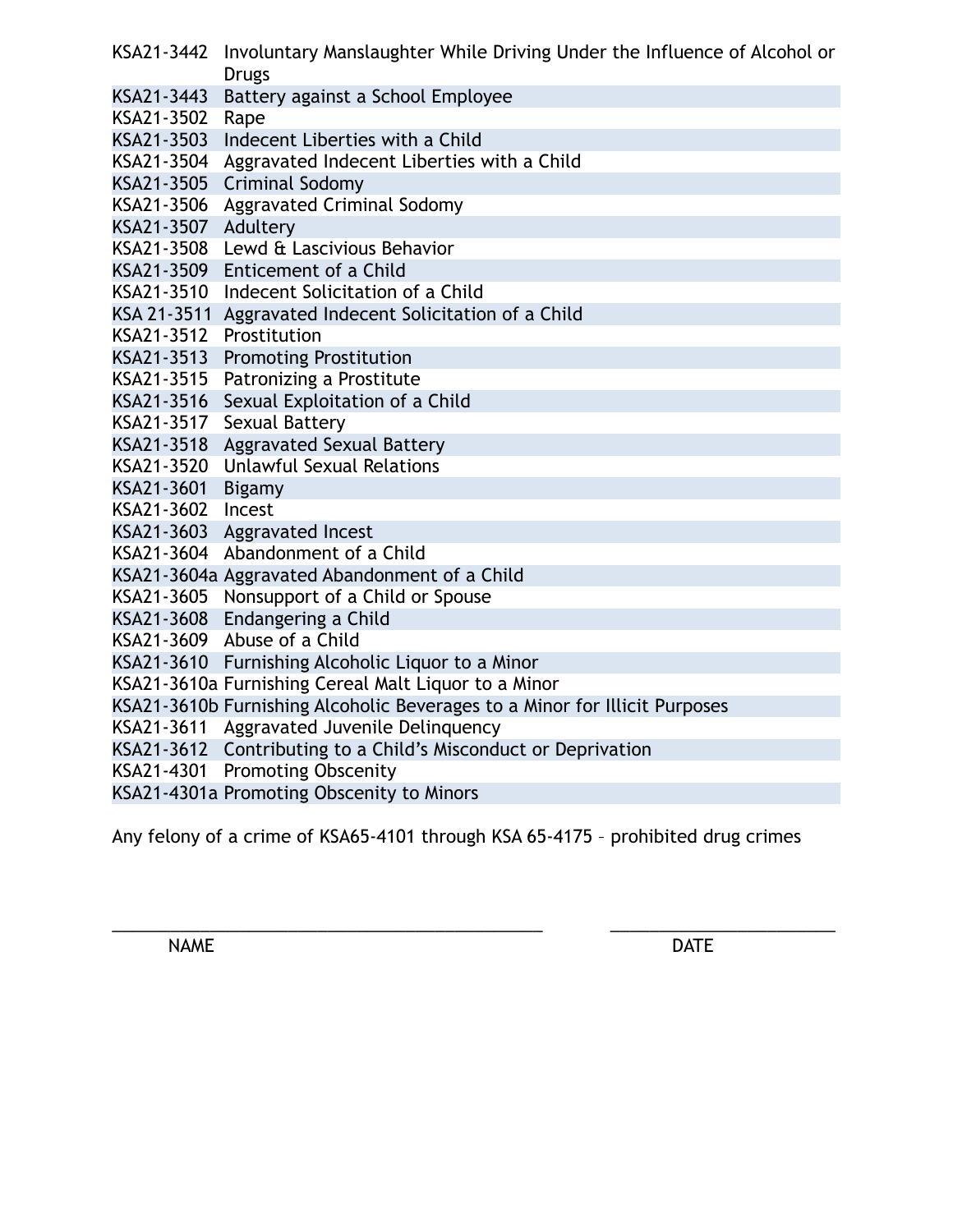| | |
|---|---|
| KSA21-3442 | Involuntary Manslaughter While Driving Under the Influence of Alcohol or Drugs |
| KSA21-3443 | Battery against a School Employee |
| KSA21-3502 | Rape |
| KSA21-3503 | Indecent Liberties with a Child |
| KSA21-3504 | Aggravated Indecent Liberties with a Child |
| KSA21-3505 | Criminal Sodomy |
| KSA21-3506 | Aggravated Criminal Sodomy |
| KSA21-3507 | Adultery |
| KSA21-3508 | Lewd & Lascivious Behavior |
| KSA21-3509 | Enticement of a Child |
| KSA21-3510 | Indecent Solicitation of a Child |
| KSA 21-3511 | Aggravated Indecent Solicitation of a Child |
| KSA21-3512 | Prostitution |
| KSA21-3513 | Promoting Prostitution |
| KSA21-3515 | Patronizing a Prostitute |
| KSA21-3516 | Sexual Exploitation of a Child |
| KSA21-3517 | Sexual Battery |
| KSA21-3518 | Aggravated Sexual Battery |
| KSA21-3520 | Unlawful Sexual Relations |
| KSA21-3601 | Bigamy |
| KSA21-3602 | Incest |
| KSA21-3603 | Aggravated Incest |
| KSA21-3604 | Abandonment of a Child |
| KSA21-3604a | Aggravated Abandonment of a Child |
| KSA21-3605 | Nonsupport of a Child or Spouse |
| KSA21-3608 | Endangering a Child |
| KSA21-3609 | Abuse of a Child |
| KSA21-3610 | Furnishing Alcoholic Liquor to a Minor |
| KSA21-3610a | Furnishing Cereal Malt Liquor to a Minor |
| KSA21-3610b | Furnishing Alcoholic Beverages to a Minor for Illicit Purposes |
| KSA21-3611 | Aggravated Juvenile Delinquency |
| KSA21-3612 | Contributing to a Child's Misconduct or Deprivation |
| KSA21-4301 | Promoting Obscenity |
| KSA21-4301a | Promoting Obscenity to Minors |

Any felony of a crime of KSA65-4101 through KSA 65-4175 – prohibited drug crimes

_______________________________________ &nbsp;&nbsp;&nbsp;&nbsp; ____________________

NAME &nbsp;&nbsp;&nbsp;&nbsp; DATE